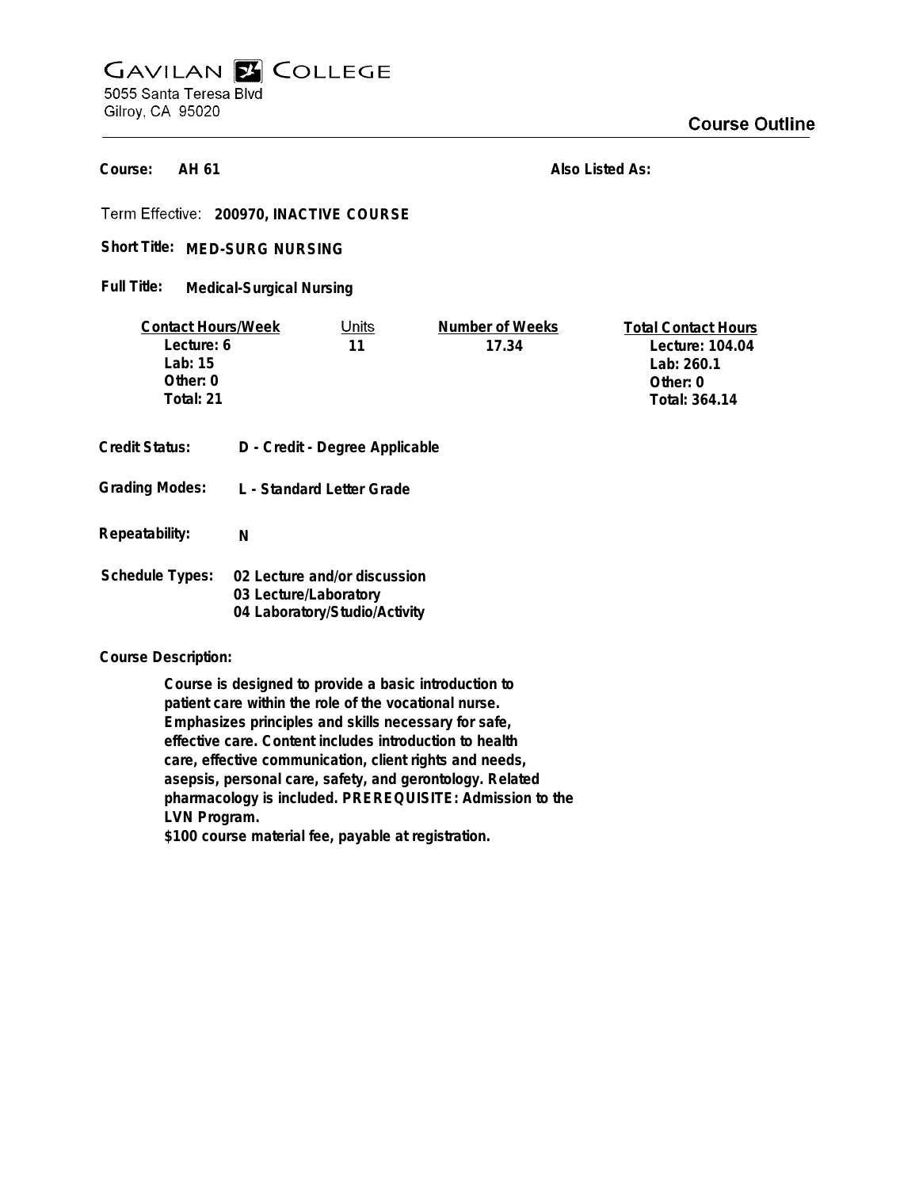# GAVILAN COLLEGE

5055 Santa Teresa Blvd
Gilroy, CA 95020

## Course Outline

**Course:** AH 61

**Also Listed As:**

**Term Effective:** 200970, INACTIVE COURSE

**Short Title:** MED-SURG NURSING

**Full Title:** Medical-Surgical Nursing

| Contact Hours/Week | Units | Number of Weeks | Total Contact Hours |
|---|---|---|---|
| Lecture: 6 | 11 | 17.34 | Lecture: 104.04 |
| Lab: 15 | | | Lab: 260.1 |
| Other: 0 | | | Other: 0 |
| Total: 21 | | | Total: 364.14 |

**Credit Status:** D - Credit - Degree Applicable

**Grading Modes:** L - Standard Letter Grade

**Repeatability:** N

**Schedule Types:**
02 Lecture and/or discussion
03 Lecture/Laboratory
04 Laboratory/Studio/Activity

**Course Description:**

Course is designed to provide a basic introduction to patient care within the role of the vocational nurse. Emphasizes principles and skills necessary for safe, effective care. Content includes introduction to health care, effective communication, client rights and needs, asepsis, personal care, safety, and gerontology. Related pharmacology is included. PREREQUISITE: Admission to the LVN Program.
$100 course material fee, payable at registration.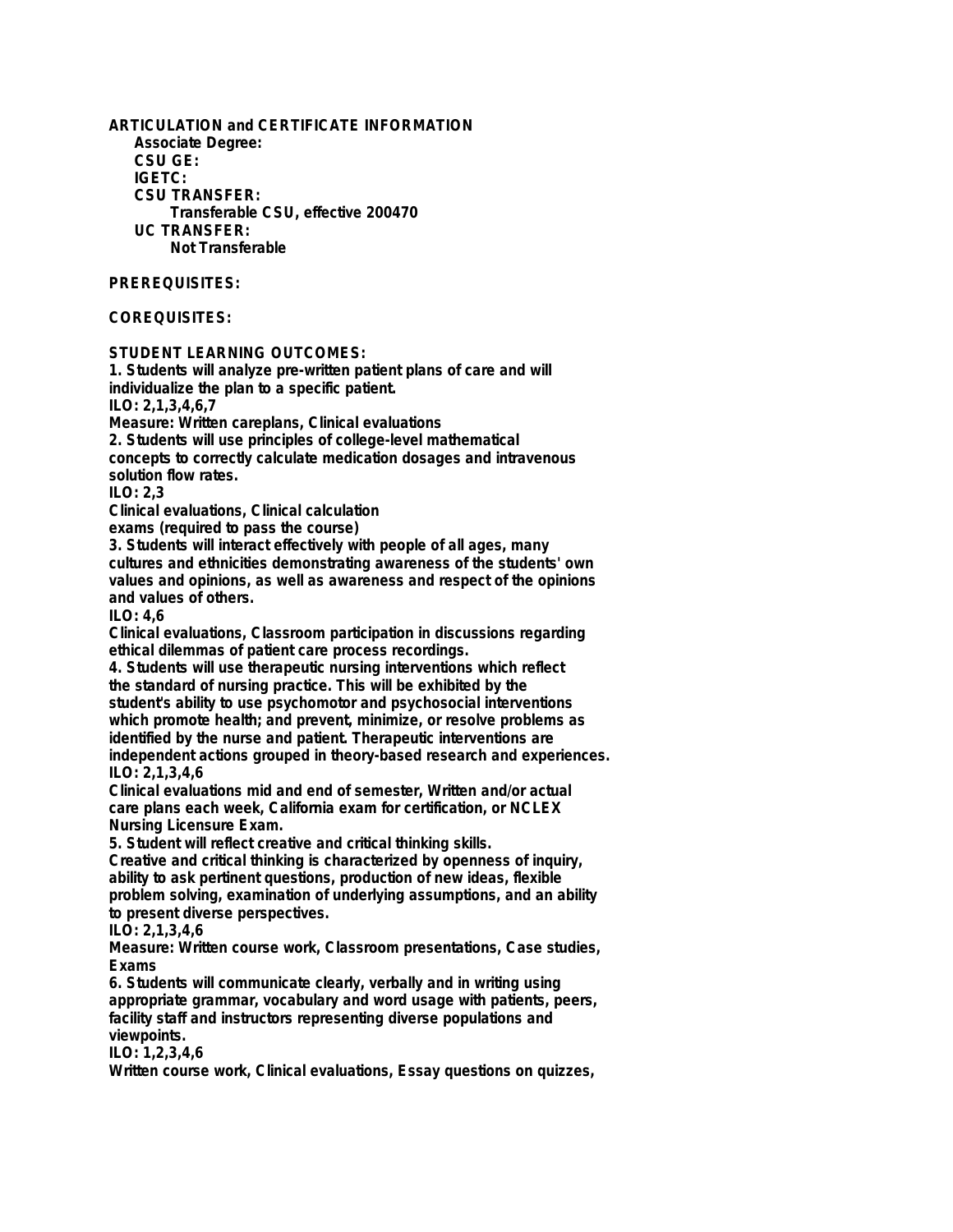**ARTICULATION and CERTIFICATE INFORMATION**

**Associate Degree:**

**CSU GE:**

**IGETC:**

**CSU TRANSFER:**

Transferable CSU, effective 200470

**UC TRANSFER:**

Not Transferable

**PREREQUISITES:**

**COREQUISITES:**

**STUDENT LEARNING OUTCOMES:**

1. Students will analyze pre-written patient plans of care and will individualize the plan to a specific patient.
ILO: 2,1,3,4,6,7
Measure: Written careplans, Clinical evaluations
2. Students will use principles of college-level mathematical concepts to correctly calculate medication dosages and intravenous solution flow rates.
ILO: 2,3
Clinical evaluations, Clinical calculation exams (required to pass the course)
3. Students will interact effectively with people of all ages, many cultures and ethnicities demonstrating awareness of the students' own values and opinions, as well as awareness and respect of the opinions and values of others.
ILO: 4,6
Clinical evaluations, Classroom participation in discussions regarding ethical dilemmas of patient care process recordings.
4. Students will use therapeutic nursing interventions which reflect the standard of nursing practice. This will be exhibited by the student's ability to use psychomotor and psychosocial interventions which promote health; and prevent, minimize, or resolve problems as identified by the nurse and patient. Therapeutic interventions are independent actions grouped in theory-based research and experiences.
ILO: 2,1,3,4,6
Clinical evaluations mid and end of semester, Written and/or actual care plans each week, California exam for certification, or NCLEX Nursing Licensure Exam.
5. Student will reflect creative and critical thinking skills.
Creative and critical thinking is characterized by openness of inquiry, ability to ask pertinent questions, production of new ideas, flexible problem solving, examination of underlying assumptions, and an ability to present diverse perspectives.
ILO: 2,1,3,4,6
Measure: Written course work, Classroom presentations, Case studies, Exams
6. Students will communicate clearly, verbally and in writing using appropriate grammar, vocabulary and word usage with patients, peers, facility staff and instructors representing diverse populations and viewpoints.
ILO: 1,2,3,4,6
Written course work, Clinical evaluations, Essay questions on quizzes,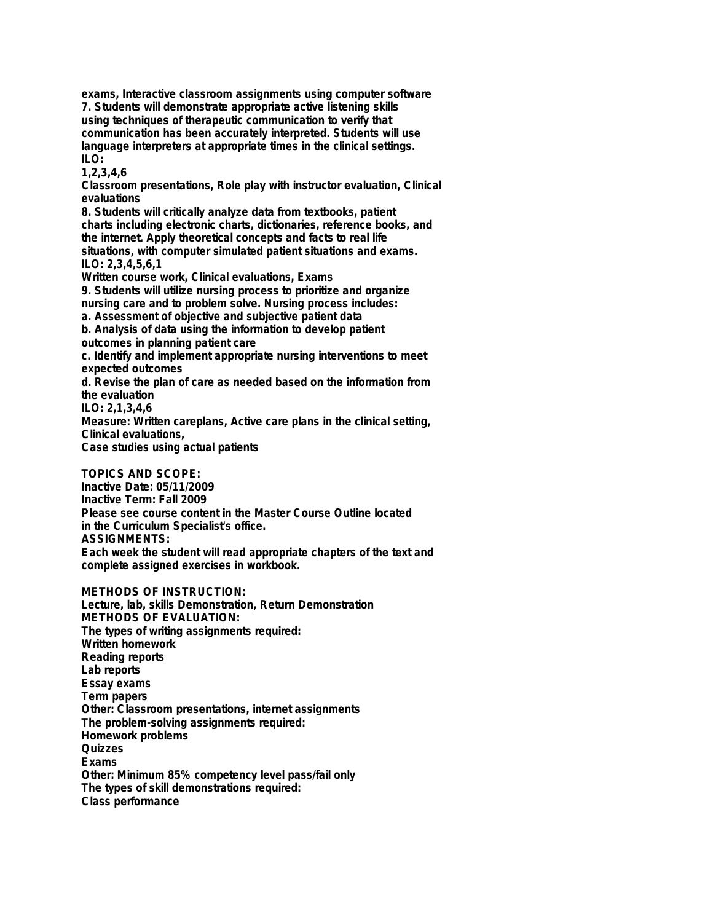exams, Interactive classroom assignments using computer software

7. Students will demonstrate appropriate active listening skills using techniques of therapeutic communication to verify that communication has been accurately interpreted. Students will use language interpreters at appropriate times in the clinical settings.
ILO:
1,2,3,4,6
Classroom presentations, Role play with instructor evaluation, Clinical evaluations

8. Students will critically analyze data from textbooks, patient charts including electronic charts, dictionaries, reference books, and the internet. Apply theoretical concepts and facts to real life situations, with computer simulated patient situations and exams.
ILO: 2,3,4,5,6,1
Written course work, Clinical evaluations, Exams

9. Students will utilize nursing process to prioritize and organize nursing care and to problem solve. Nursing process includes:
a. Assessment of objective and subjective patient data
b. Analysis of data using the information to develop patient outcomes in planning patient care
c. Identify and implement appropriate nursing interventions to meet expected outcomes
d. Revise the plan of care as needed based on the information from the evaluation
ILO: 2,1,3,4,6
Measure: Written careplans, Active care plans in the clinical setting, Clinical evaluations,
Case studies using actual patients

**TOPICS AND SCOPE:**
Inactive Date: 05/11/2009
Inactive Term: Fall 2009
Please see course content in the Master Course Outline located in the Curriculum Specialist's office.

**ASSIGNMENTS:**
Each week the student will read appropriate chapters of the text and complete assigned exercises in workbook.

**METHODS OF INSTRUCTION:**
Lecture, lab, skills Demonstration, Return Demonstration

**METHODS OF EVALUATION:**
The types of writing assignments required:
Written homework
Reading reports
Lab reports
Essay exams
Term papers
Other: Classroom presentations, internet assignments
The problem-solving assignments required:
Homework problems
Quizzes
Exams
Other: Minimum 85% competency level pass/fail only
The types of skill demonstrations required:
Class performance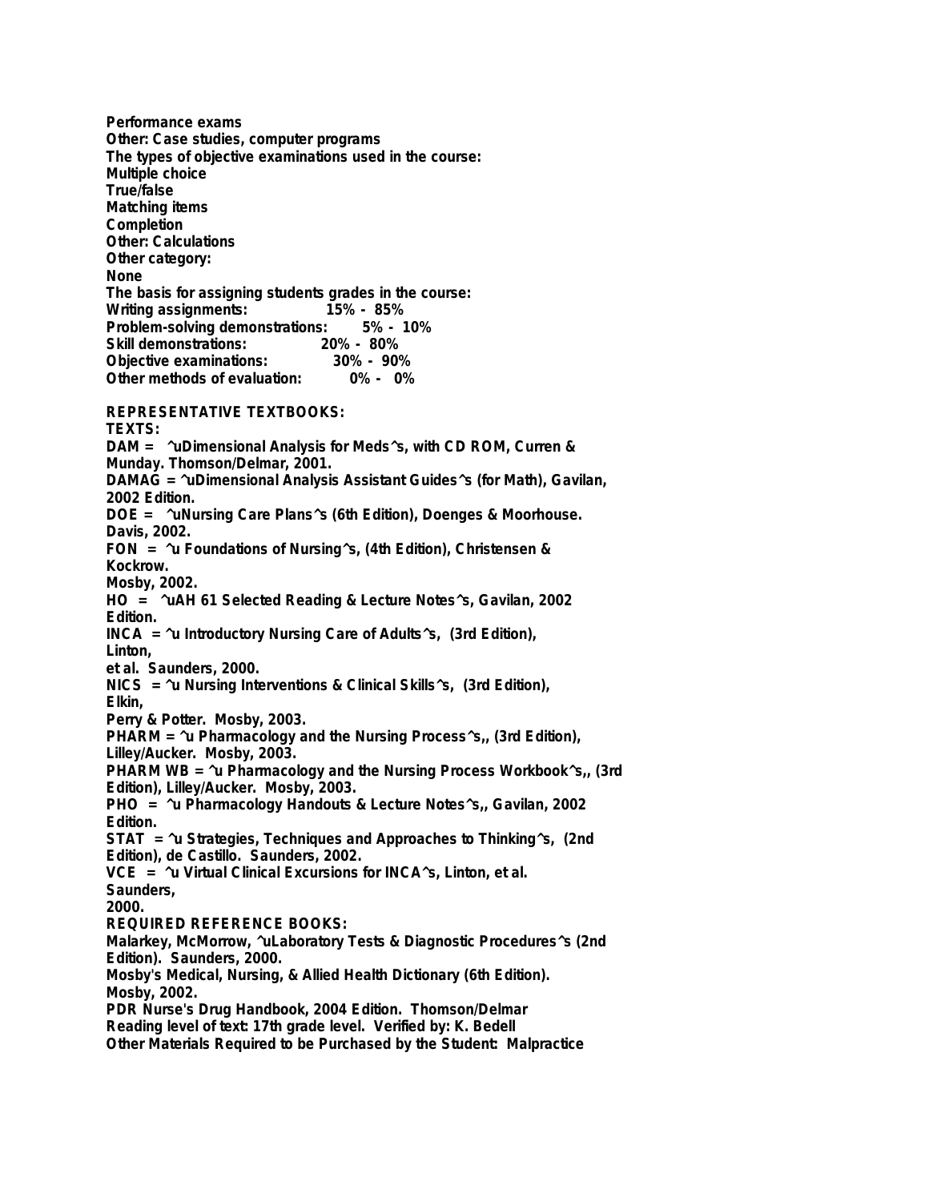Performance exams
Other: Case studies, computer programs
The types of objective examinations used in the course:
Multiple choice
True/false
Matching items
Completion
Other: Calculations
Other category:
None
The basis for assigning students grades in the course:
Writing assignments: 15% - 85%
Problem-solving demonstrations: 5% - 10%
Skill demonstrations: 20% - 80%
Objective examinations: 30% - 90%
Other methods of evaluation: 0% - 0%

**REPRESENTATIVE TEXTBOOKS:**
TEXTS:
DAM = ^uDimensional Analysis for Meds^s, with CD ROM, Curren & Munday. Thomson/Delmar, 2001.
DAMAG = ^uDimensional Analysis Assistant Guides^s (for Math), Gavilan, 2002 Edition.
DOE = ^uNursing Care Plans^s (6th Edition), Doenges & Moorhouse. Davis, 2002.
FON = ^u Foundations of Nursing^s, (4th Edition), Christensen & Kockrow.
Mosby, 2002.
HO = ^uAH 61 Selected Reading & Lecture Notes^s, Gavilan, 2002 Edition.
INCA = ^u Introductory Nursing Care of Adults^s, (3rd Edition), Linton,
et al. Saunders, 2000.
NICS = ^u Nursing Interventions & Clinical Skills^s, (3rd Edition), Elkin,
Perry & Potter. Mosby, 2003.
PHARM = ^u Pharmacology and the Nursing Process^s,, (3rd Edition), Lilley/Aucker. Mosby, 2003.
PHARM WB = ^u Pharmacology and the Nursing Process Workbook^s,, (3rd Edition), Lilley/Aucker. Mosby, 2003.
PHO = ^u Pharmacology Handouts & Lecture Notes^s,, Gavilan, 2002 Edition.
STAT = ^u Strategies, Techniques and Approaches to Thinking^s, (2nd Edition), de Castillo. Saunders, 2002.
VCE = ^u Virtual Clinical Excursions for INCA^s, Linton, et al. Saunders,
2000.

**REQUIRED REFERENCE BOOKS:**
Malarkey, McMorrow, ^uLaboratory Tests & Diagnostic Procedures^s (2nd Edition). Saunders, 2000.
Mosby's Medical, Nursing, & Allied Health Dictionary (6th Edition). Mosby, 2002.
PDR Nurse's Drug Handbook, 2004 Edition. Thomson/Delmar
Reading level of text: 17th grade level. Verified by: K. Bedell
Other Materials Required to be Purchased by the Student: Malpractice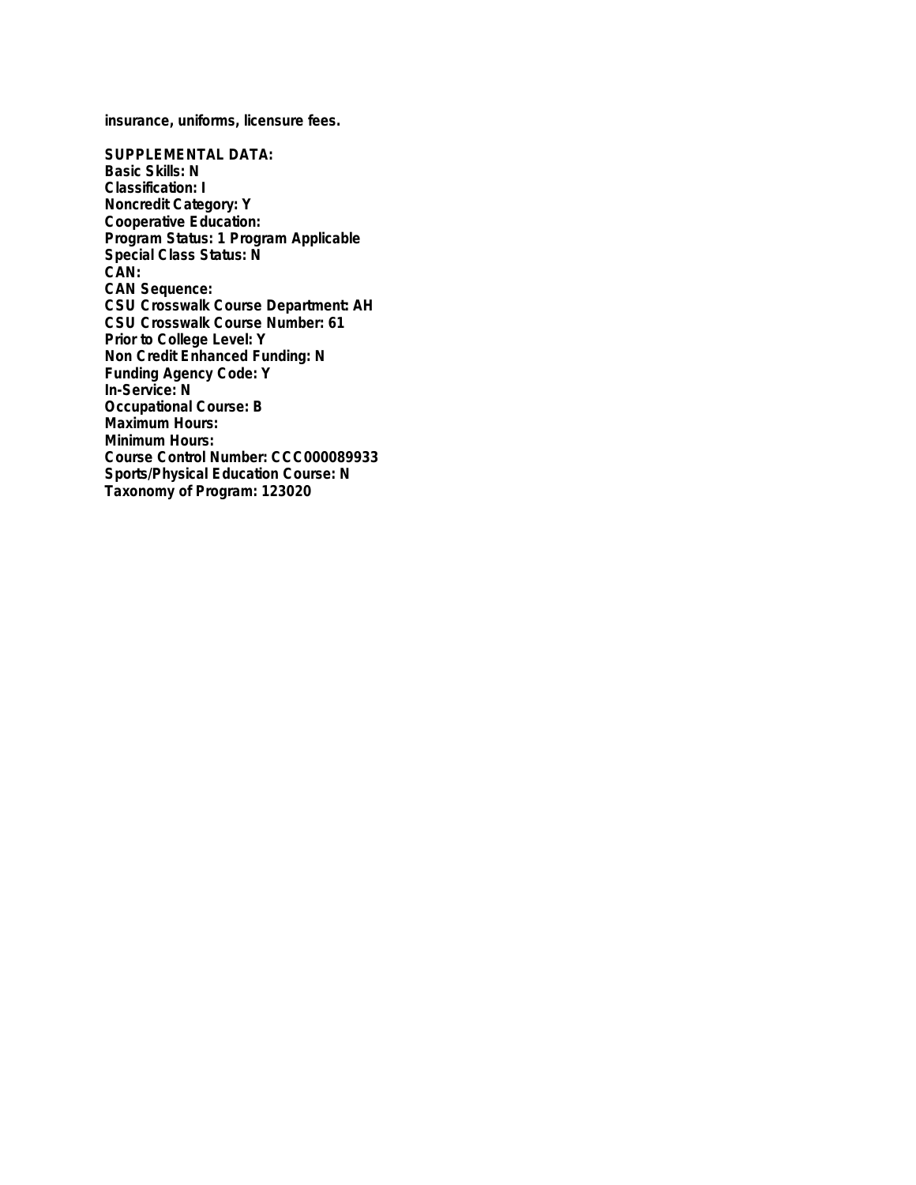**insurance, uniforms, licensure fees.**

**SUPPLEMENTAL DATA:**
**Basic Skills: N**
**Classification: I**
**Noncredit Category: Y**
**Cooperative Education:**
**Program Status: 1 Program Applicable**
**Special Class Status: N**
**CAN:**
**CAN Sequence:**
**CSU Crosswalk Course Department: AH**
**CSU Crosswalk Course Number: 61**
**Prior to College Level: Y**
**Non Credit Enhanced Funding: N**
**Funding Agency Code: Y**
**In-Service: N**
**Occupational Course: B**
**Maximum Hours:**
**Minimum Hours:**
**Course Control Number: CCC000089933**
**Sports/Physical Education Course: N**
**Taxonomy of Program: 123020**